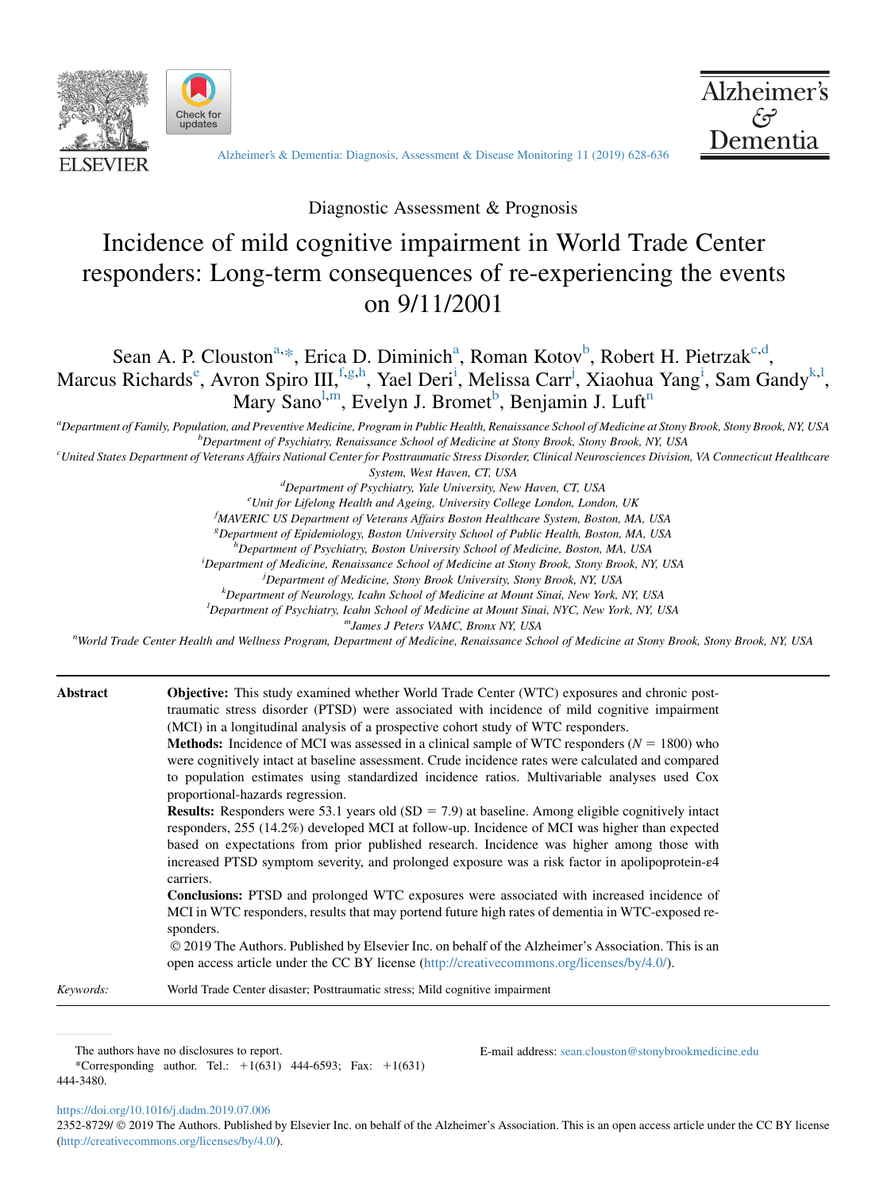Diagnostic Assessment & Prognosis

# Incidence of mild cognitive impairment in World Trade Center responders: Long-term consequences of re-experiencing the events on 9/11/2001

Sean A. P. Clouston[a,*], Erica D. Diminich[a], Roman Kotov[b], Robert H. Pietrzak[c,d], Marcus Richards[e], Avron Spiro III[f,g,h], Yael Deri[i], Melissa Carr[j], Xiaohua Yang[i], Sam Gandy[k,l], Mary Sano[l,m], Evelyn J. Bromet[b], Benjamin J. Luft[n]

[a]Department of Family, Population, and Preventive Medicine, Program in Public Health, Renaissance School of Medicine at Stony Brook, Stony Brook, NY, USA

[b]Department of Psychiatry, Renaissance School of Medicine at Stony Brook, Stony Brook, NY, USA

[c]United States Department of Veterans Affairs National Center for Posttraumatic Stress Disorder, Clinical Neurosciences Division, VA Connecticut Healthcare System, West Haven, CT, USA

[d]Department of Psychiatry, Yale University, New Haven, CT, USA

[e]Unit for Lifelong Health and Ageing, University College London, London, UK

[f]MAVERIC US Department of Veterans Affairs Boston Healthcare System, Boston, MA, USA

[g]Department of Epidemiology, Boston University School of Public Health, Boston, MA, USA

[h]Department of Psychiatry, Boston University School of Medicine, Boston, MA, USA

[i]Department of Medicine, Renaissance School of Medicine at Stony Brook, Stony Brook, NY, USA

[j]Department of Medicine, Stony Brook University, Stony Brook, NY, USA

[k]Department of Neurology, Icahn School of Medicine at Mount Sinai, New York, NY, USA

[l]Department of Psychiatry, Icahn School of Medicine at Mount Sinai, NYC, New York, NY, USA

[m]James J Peters VAMC, Bronx NY, USA

[n]World Trade Center Health and Wellness Program, Department of Medicine, Renaissance School of Medicine at Stony Brook, Stony Brook, NY, USA

**Abstract**

**Objective:** This study examined whether World Trade Center (WTC) exposures and chronic post-traumatic stress disorder (PTSD) were associated with incidence of mild cognitive impairment (MCI) in a longitudinal analysis of a prospective cohort study of WTC responders.

**Methods:** Incidence of MCI was assessed in a clinical sample of WTC responders ($N = 1800$) who were cognitively intact at baseline assessment. Crude incidence rates were calculated and compared to population estimates using standardized incidence ratios. Multivariable analyses used Cox proportional-hazards regression.

**Results:** Responders were 53.1 years old (SD = 7.9) at baseline. Among eligible cognitively intact responders, 255 (14.2%) developed MCI at follow-up. Incidence of MCI was higher than expected based on expectations from prior published research. Incidence was higher among those with increased PTSD symptom severity, and prolonged exposure was a risk factor in apolipoprotein-ε4 carriers.

**Conclusions:** PTSD and prolonged WTC exposures were associated with increased incidence of MCI in WTC responders, results that may portend future high rates of dementia in WTC-exposed responders.

© 2019 The Authors. Published by Elsevier Inc. on behalf of the Alzheimer's Association. This is an open access article under the CC BY license (http://creativecommons.org/licenses/by/4.0/).

*Keywords:* World Trade Center disaster; Posttraumatic stress; Mild cognitive impairment

The authors have no disclosures to report.

*Corresponding author. Tel.: +1(631) 444-6593; Fax: +1(631) 444-3480.

E-mail address: sean.clouston@stonybrookmedicine.edu

https://doi.org/10.1016/j.dadm.2019.07.006

2352-8729/ © 2019 The Authors. Published by Elsevier Inc. on behalf of the Alzheimer's Association. This is an open access article under the CC BY license (http://creativecommons.org/licenses/by/4.0/).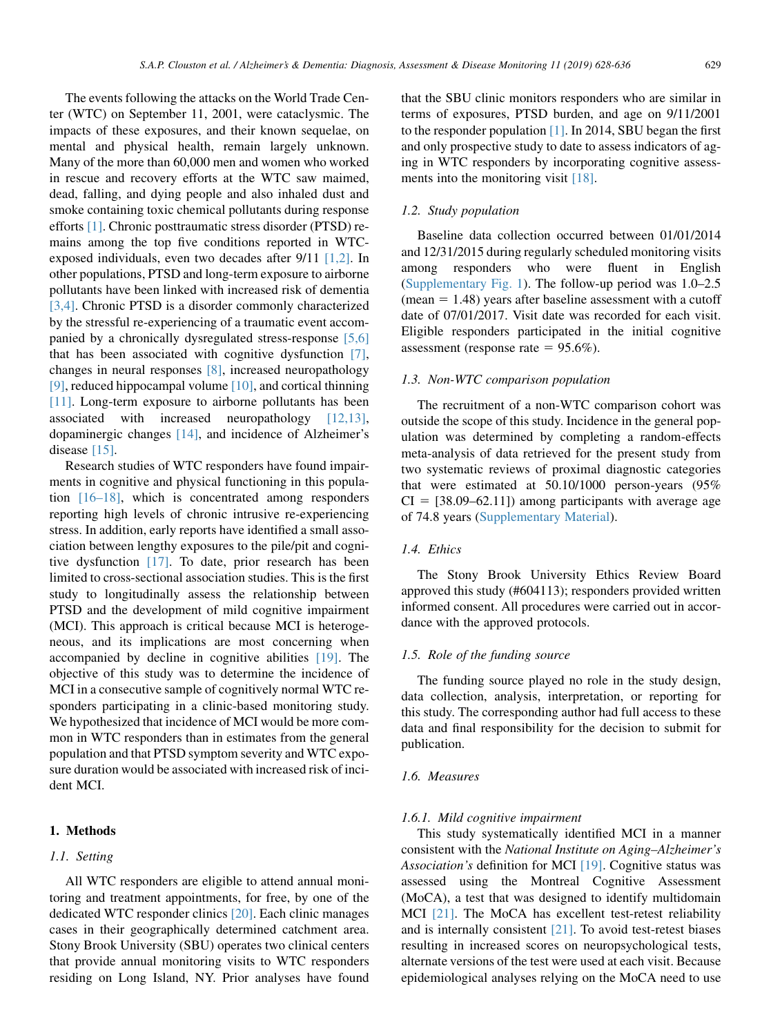The events following the attacks on the World Trade Center (WTC) on September 11, 2001, were cataclysmic. The impacts of these exposures, and their known sequelae, on mental and physical health, remain largely unknown. Many of the more than 60,000 men and women who worked in rescue and recovery efforts at the WTC saw maimed, dead, falling, and dying people and also inhaled dust and smoke containing toxic chemical pollutants during response efforts [1]. Chronic posttraumatic stress disorder (PTSD) remains among the top five conditions reported in WTC-exposed individuals, even two decades after 9/11 [1,2]. In other populations, PTSD and long-term exposure to airborne pollutants have been linked with increased risk of dementia [3,4]. Chronic PTSD is a disorder commonly characterized by the stressful re-experiencing of a traumatic event accompanied by a chronically dysregulated stress-response [5,6] that has been associated with cognitive dysfunction [7], changes in neural responses [8], increased neuropathology [9], reduced hippocampal volume [10], and cortical thinning [11]. Long-term exposure to airborne pollutants has been associated with increased neuropathology [12,13], dopaminergic changes [14], and incidence of Alzheimer's disease [15].

Research studies of WTC responders have found impairments in cognitive and physical functioning in this population [16–18], which is concentrated among responders reporting high levels of chronic intrusive re-experiencing stress. In addition, early reports have identified a small association between lengthy exposures to the pile/pit and cognitive dysfunction [17]. To date, prior research has been limited to cross-sectional association studies. This is the first study to longitudinally assess the relationship between PTSD and the development of mild cognitive impairment (MCI). This approach is critical because MCI is heterogeneous, and its implications are most concerning when accompanied by decline in cognitive abilities [19]. The objective of this study was to determine the incidence of MCI in a consecutive sample of cognitively normal WTC responders participating in a clinic-based monitoring study. We hypothesized that incidence of MCI would be more common in WTC responders than in estimates from the general population and that PTSD symptom severity and WTC exposure duration would be associated with increased risk of incident MCI.

## 1. Methods

### 1.1. Setting

All WTC responders are eligible to attend annual monitoring and treatment appointments, for free, by one of the dedicated WTC responder clinics [20]. Each clinic manages cases in their geographically determined catchment area. Stony Brook University (SBU) operates two clinical centers that provide annual monitoring visits to WTC responders residing on Long Island, NY. Prior analyses have found that the SBU clinic monitors responders who are similar in terms of exposures, PTSD burden, and age on 9/11/2001 to the responder population [1]. In 2014, SBU began the first and only prospective study to date to assess indicators of aging in WTC responders by incorporating cognitive assessments into the monitoring visit [18].

### 1.2. Study population

Baseline data collection occurred between 01/01/2014 and 12/31/2015 during regularly scheduled monitoring visits among responders who were fluent in English (Supplementary Fig. 1). The follow-up period was 1.0–2.5 (mean = 1.48) years after baseline assessment with a cutoff date of 07/01/2017. Visit date was recorded for each visit. Eligible responders participated in the initial cognitive assessment (response rate = 95.6%).

### 1.3. Non-WTC comparison population

The recruitment of a non-WTC comparison cohort was outside the scope of this study. Incidence in the general population was determined by completing a random-effects meta-analysis of data retrieved for the present study from two systematic reviews of proximal diagnostic categories that were estimated at 50.10/1000 person-years (95% CI = [38.09–62.11]) among participants with average age of 74.8 years (Supplementary Material).

### 1.4. Ethics

The Stony Brook University Ethics Review Board approved this study (#604113); responders provided written informed consent. All procedures were carried out in accordance with the approved protocols.

### 1.5. Role of the funding source

The funding source played no role in the study design, data collection, analysis, interpretation, or reporting for this study. The corresponding author had full access to these data and final responsibility for the decision to submit for publication.

### 1.6. Measures

#### 1.6.1. Mild cognitive impairment

This study systematically identified MCI in a manner consistent with the *National Institute on Aging–Alzheimer's Association's* definition for MCI [19]. Cognitive status was assessed using the Montreal Cognitive Assessment (MoCA), a test that was designed to identify multidomain MCI [21]. The MoCA has excellent test-retest reliability and is internally consistent [21]. To avoid test-retest biases resulting in increased scores on neuropsychological tests, alternate versions of the test were used at each visit. Because epidemiological analyses relying on the MoCA need to use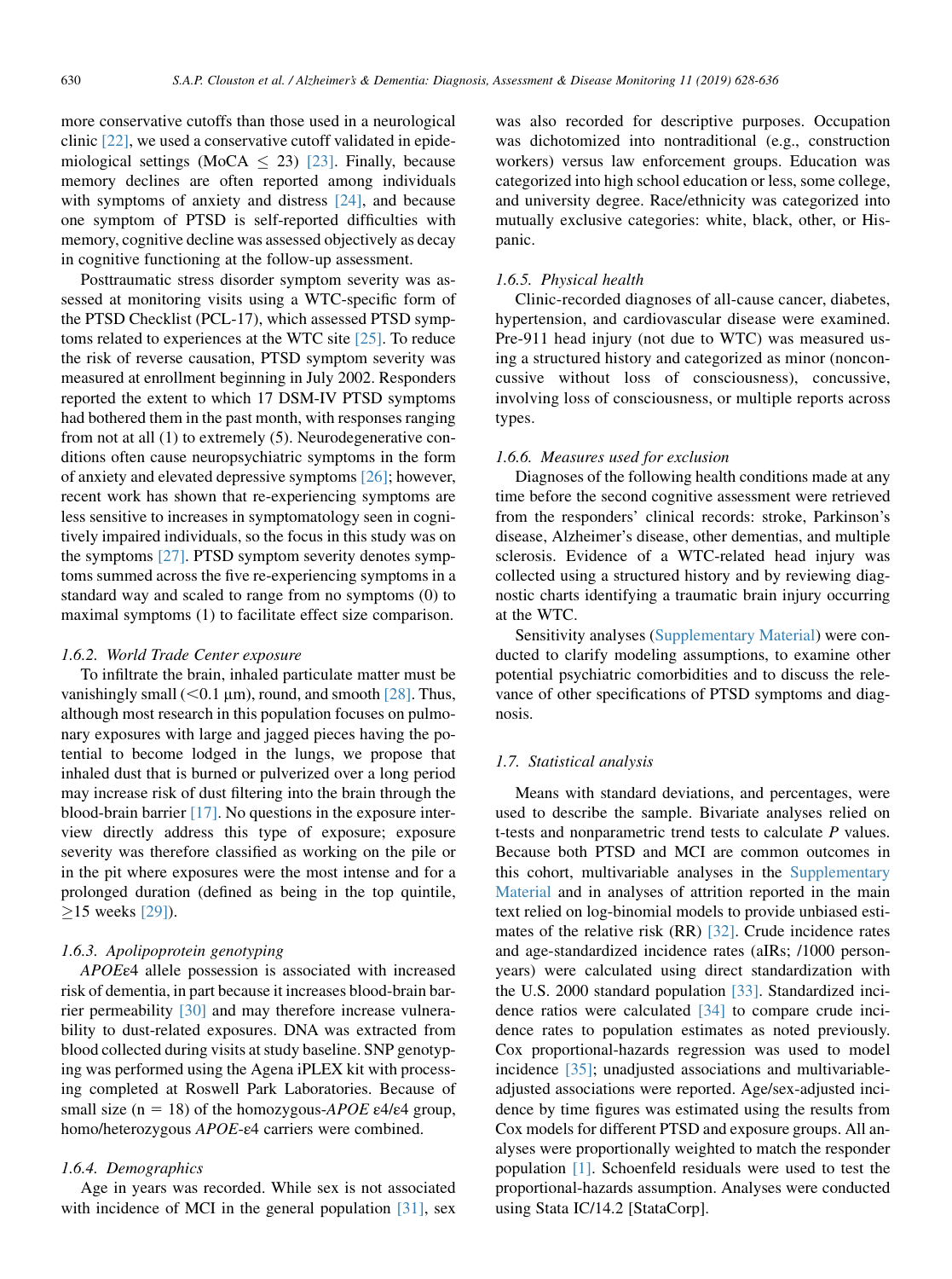more conservative cutoffs than those used in a neurological clinic [22], we used a conservative cutoff validated in epidemiological settings (MoCA $\leq$ 23) [23]. Finally, because memory declines are often reported among individuals with symptoms of anxiety and distress [24], and because one symptom of PTSD is self-reported difficulties with memory, cognitive decline was assessed objectively as decay in cognitive functioning at the follow-up assessment.

Posttraumatic stress disorder symptom severity was assessed at monitoring visits using a WTC-specific form of the PTSD Checklist (PCL-17), which assessed PTSD symptoms related to experiences at the WTC site [25]. To reduce the risk of reverse causation, PTSD symptom severity was measured at enrollment beginning in July 2002. Responders reported the extent to which 17 DSM-IV PTSD symptoms had bothered them in the past month, with responses ranging from not at all (1) to extremely (5). Neurodegenerative conditions often cause neuropsychiatric symptoms in the form of anxiety and elevated depressive symptoms [26]; however, recent work has shown that re-experiencing symptoms are less sensitive to increases in symptomatology seen in cognitively impaired individuals, so the focus in this study was on the symptoms [27]. PTSD symptom severity denotes symptoms summed across the five re-experiencing symptoms in a standard way and scaled to range from no symptoms (0) to maximal symptoms (1) to facilitate effect size comparison.

#### *1.6.2. World Trade Center exposure*

To infiltrate the brain, inhaled particulate matter must be vanishingly small (<0.1 μm), round, and smooth [28]. Thus, although most research in this population focuses on pulmonary exposures with large and jagged pieces having the potential to become lodged in the lungs, we propose that inhaled dust that is burned or pulverized over a long period may increase risk of dust filtering into the brain through the blood-brain barrier [17]. No questions in the exposure interview directly address this type of exposure; exposure severity was therefore classified as working on the pile or in the pit where exposures were the most intense and for a prolonged duration (defined as being in the top quintile, $\geq$15 weeks [29]).

#### *1.6.3. Apolipoprotein genotyping*

*APOE*ε4 allele possession is associated with increased risk of dementia, in part because it increases blood-brain barrier permeability [30] and may therefore increase vulnerability to dust-related exposures. DNA was extracted from blood collected during visits at study baseline. SNP genotyping was performed using the Agena iPLEX kit with processing completed at Roswell Park Laboratories. Because of small size (n = 18) of the homozygous-*APOE* ε4/ε4 group, homo/heterozygous *APOE*-ε4 carriers were combined.

#### *1.6.4. Demographics*

Age in years was recorded. While sex is not associated with incidence of MCI in the general population [31], sex was also recorded for descriptive purposes. Occupation was dichotomized into nontraditional (e.g., construction workers) versus law enforcement groups. Education was categorized into high school education or less, some college, and university degree. Race/ethnicity was categorized into mutually exclusive categories: white, black, other, or Hispanic.

#### *1.6.5. Physical health*

Clinic-recorded diagnoses of all-cause cancer, diabetes, hypertension, and cardiovascular disease were examined. Pre-911 head injury (not due to WTC) was measured using a structured history and categorized as minor (nonconcussive without loss of consciousness), concussive, involving loss of consciousness, or multiple reports across types.

#### *1.6.6. Measures used for exclusion*

Diagnoses of the following health conditions made at any time before the second cognitive assessment were retrieved from the responders' clinical records: stroke, Parkinson's disease, Alzheimer's disease, other dementias, and multiple sclerosis. Evidence of a WTC-related head injury was collected using a structured history and by reviewing diagnostic charts identifying a traumatic brain injury occurring at the WTC.

Sensitivity analyses (Supplementary Material) were conducted to clarify modeling assumptions, to examine other potential psychiatric comorbidities and to discuss the relevance of other specifications of PTSD symptoms and diagnosis.

### *1.7. Statistical analysis*

Means with standard deviations, and percentages, were used to describe the sample. Bivariate analyses relied on t-tests and nonparametric trend tests to calculate *P* values. Because both PTSD and MCI are common outcomes in this cohort, multivariable analyses in the Supplementary Material and in analyses of attrition reported in the main text relied on log-binomial models to provide unbiased estimates of the relative risk (RR) [32]. Crude incidence rates and age-standardized incidence rates (aIRs; /1000 person-years) were calculated using direct standardization with the U.S. 2000 standard population [33]. Standardized incidence ratios were calculated [34] to compare crude incidence rates to population estimates as noted previously. Cox proportional-hazards regression was used to model incidence [35]; unadjusted associations and multivariable-adjusted associations were reported. Age/sex-adjusted incidence by time figures was estimated using the results from Cox models for different PTSD and exposure groups. All analyses were proportionally weighted to match the responder population [1]. Schoenfeld residuals were used to test the proportional-hazards assumption. Analyses were conducted using Stata IC/14.2 [StataCorp].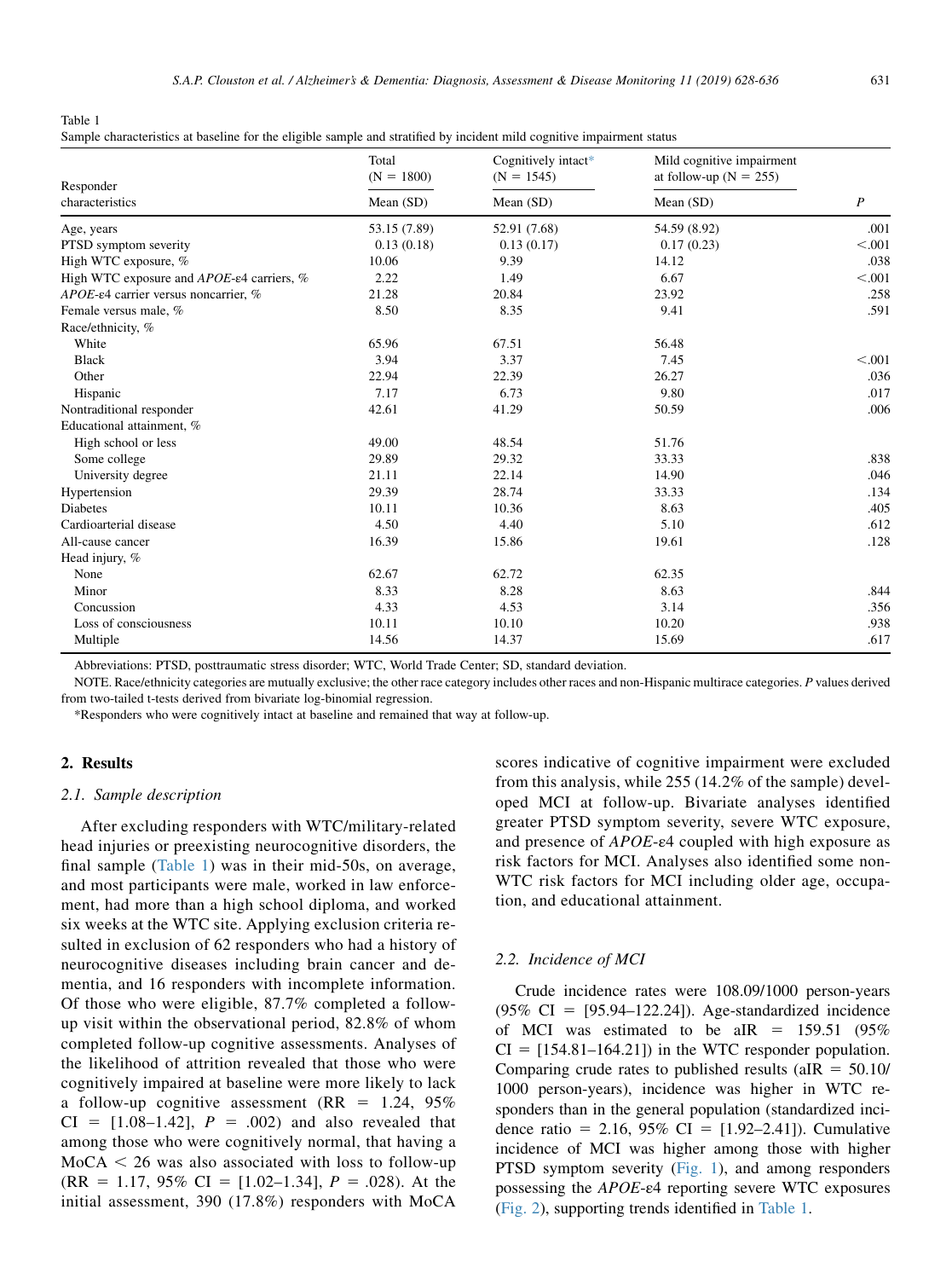Table 1
Sample characteristics at baseline for the eligible sample and stratified by incident mild cognitive impairment status

| Responder characteristics | Total (N = 1800) Mean (SD) | Cognitively intact* (N = 1545) Mean (SD) | Mild cognitive impairment at follow-up (N = 255) Mean (SD) | *P* |
|---|---|---|---|---|
| Age, years | 53.15 (7.89) | 52.91 (7.68) | 54.59 (8.92) | .001 |
| PTSD symptom severity | 0.13 (0.18) | 0.13 (0.17) | 0.17 (0.23) | <.001 |
| High WTC exposure, % | 10.06 | 9.39 | 14.12 | .038 |
| High WTC exposure and *APOE*-ε4 carriers, % | 2.22 | 1.49 | 6.67 | <.001 |
| *APOE*-ε4 carrier versus noncarrier, % | 21.28 | 20.84 | 23.92 | .258 |
| Female versus male, % | 8.50 | 8.35 | 9.41 | .591 |
| Race/ethnicity, % | | | | |
| White | 65.96 | 67.51 | 56.48 | |
| Black | 3.94 | 3.37 | 7.45 | <.001 |
| Other | 22.94 | 22.39 | 26.27 | .036 |
| Hispanic | 7.17 | 6.73 | 9.80 | .017 |
| Nontraditional responder | 42.61 | 41.29 | 50.59 | .006 |
| Educational attainment, % | | | | |
| High school or less | 49.00 | 48.54 | 51.76 | |
| Some college | 29.89 | 29.32 | 33.33 | .838 |
| University degree | 21.11 | 22.14 | 14.90 | .046 |
| Hypertension | 29.39 | 28.74 | 33.33 | .134 |
| Diabetes | 10.11 | 10.36 | 8.63 | .405 |
| Cardioarterial disease | 4.50 | 4.40 | 5.10 | .612 |
| All-cause cancer | 16.39 | 15.86 | 19.61 | .128 |
| Head injury, % | | | | |
| None | 62.67 | 62.72 | 62.35 | |
| Minor | 8.33 | 8.28 | 8.63 | .844 |
| Concussion | 4.33 | 4.53 | 3.14 | .356 |
| Loss of consciousness | 10.11 | 10.10 | 10.20 | .938 |
| Multiple | 14.56 | 14.37 | 15.69 | .617 |

Abbreviations: PTSD, posttraumatic stress disorder; WTC, World Trade Center; SD, standard deviation.

NOTE. Race/ethnicity categories are mutually exclusive; the other race category includes other races and non-Hispanic multirace categories. *P* values derived from two-tailed t-tests derived from bivariate log-binomial regression.

*Responders who were cognitively intact at baseline and remained that way at follow-up.

## 2. Results

### 2.1. Sample description

After excluding responders with WTC/military-related head injuries or preexisting neurocognitive disorders, the final sample (Table 1) was in their mid-50s, on average, and most participants were male, worked in law enforcement, had more than a high school diploma, and worked six weeks at the WTC site. Applying exclusion criteria resulted in exclusion of 62 responders who had a history of neurocognitive diseases including brain cancer and dementia, and 16 responders with incomplete information. Of those who were eligible, 87.7% completed a follow-up visit within the observational period, 82.8% of whom completed follow-up cognitive assessments. Analyses of the likelihood of attrition revealed that those who were cognitively impaired at baseline were more likely to lack a follow-up cognitive assessment (RR = 1.24, 95% CI = [1.08–1.42], $P = .002$) and also revealed that among those who were cognitively normal, that having a MoCA < 26 was also associated with loss to follow-up (RR = 1.17, 95% CI = [1.02–1.34], $P = .028$). At the initial assessment, 390 (17.8%) responders with MoCA scores indicative of cognitive impairment were excluded from this analysis, while 255 (14.2% of the sample) developed MCI at follow-up. Bivariate analyses identified greater PTSD symptom severity, severe WTC exposure, and presence of *APOE*-ε4 coupled with high exposure as risk factors for MCI. Analyses also identified some non-WTC risk factors for MCI including older age, occupation, and educational attainment.

### 2.2. Incidence of MCI

Crude incidence rates were 108.09/1000 person-years (95% CI = [95.94–122.24]). Age-standardized incidence of MCI was estimated to be aIR = 159.51 (95% CI = [154.81–164.21]) in the WTC responder population. Comparing crude rates to published results (aIR = 50.10/1000 person-years), incidence was higher in WTC responders than in the general population (standardized incidence ratio = 2.16, 95% CI = [1.92–2.41]). Cumulative incidence of MCI was higher among those with higher PTSD symptom severity (Fig. 1), and among responders possessing the *APOE*-ε4 reporting severe WTC exposures (Fig. 2), supporting trends identified in Table 1.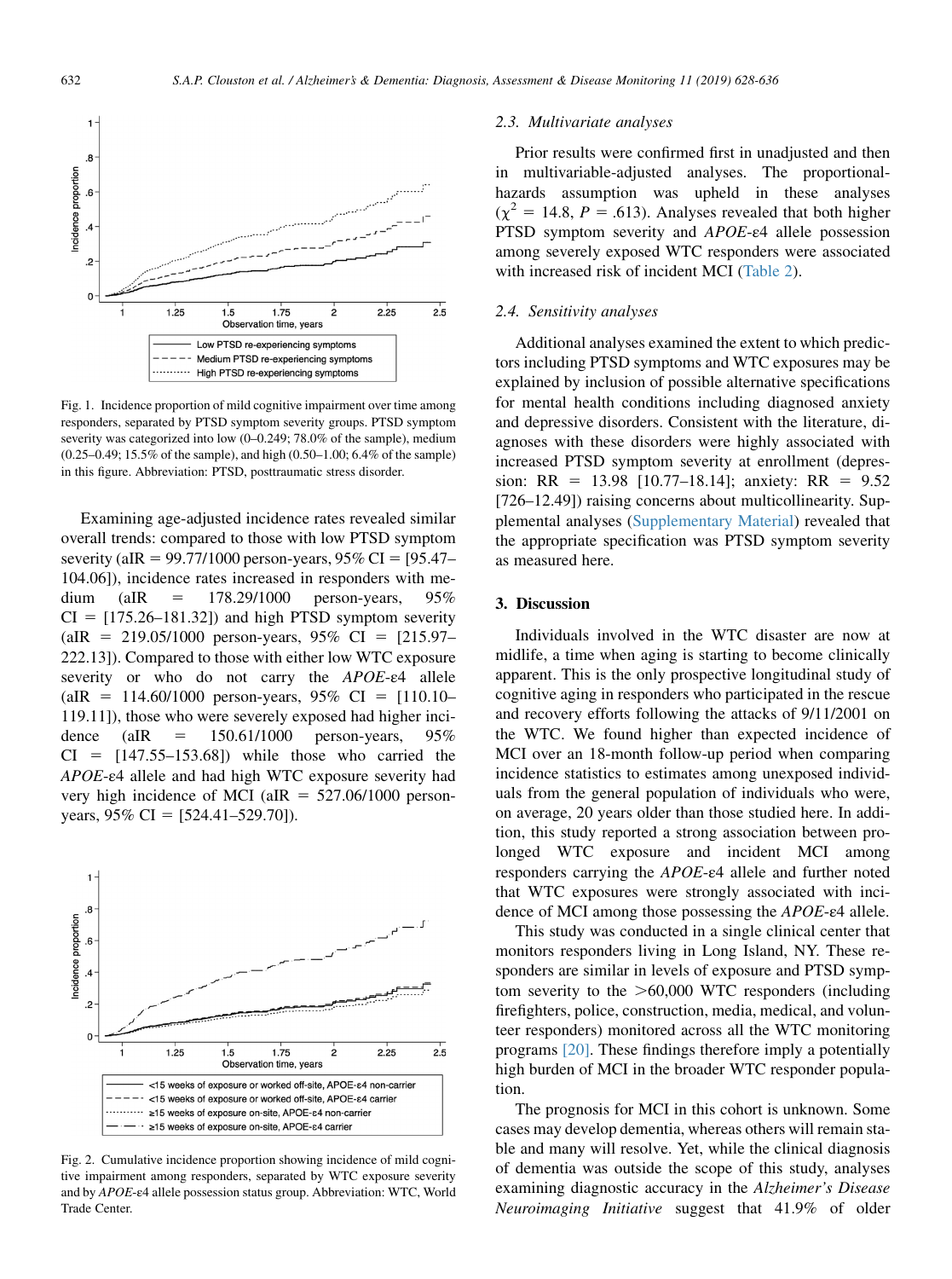Fig. 1. Incidence proportion of mild cognitive impairment over time among responders, separated by PTSD symptom severity groups. PTSD symptom severity was categorized into low (0–0.249; 78.0% of the sample), medium (0.25–0.49; 15.5% of the sample), and high (0.50–1.00; 6.4% of the sample) in this figure. Abbreviation: PTSD, posttraumatic stress disorder.

Examining age-adjusted incidence rates revealed similar overall trends: compared to those with low PTSD symptom severity (aIR = 99.77/1000 person-years, 95% CI = [95.47–104.06]), incidence rates increased in responders with medium (aIR = 178.29/1000 person-years, 95% CI = [175.26–181.32]) and high PTSD symptom severity (aIR = 219.05/1000 person-years, 95% CI = [215.97–222.13]). Compared to those with either low WTC exposure severity or who do not carry the *APOE*-ε4 allele (aIR = 114.60/1000 person-years, 95% CI = [110.10–119.11]), those who were severely exposed had higher incidence (aIR = 150.61/1000 person-years, 95% CI = [147.55–153.68]) while those who carried the *APOE*-ε4 allele and had high WTC exposure severity had very high incidence of MCI (aIR = 527.06/1000 person-years, 95% CI = [524.41–529.70]).

Fig. 2. Cumulative incidence proportion showing incidence of mild cognitive impairment among responders, separated by WTC exposure severity and by *APOE*-ε4 allele possession status group. Abbreviation: WTC, World Trade Center.

### 2.3. Multivariate analyses

Prior results were confirmed first in unadjusted and then in multivariable-adjusted analyses. The proportional-hazards assumption was upheld in these analyses ($\chi^2 = 14.8$, $P = .613$). Analyses revealed that both higher PTSD symptom severity and *APOE*-ε4 allele possession among severely exposed WTC responders were associated with increased risk of incident MCI (Table 2).

### 2.4. Sensitivity analyses

Additional analyses examined the extent to which predictors including PTSD symptoms and WTC exposures may be explained by inclusion of possible alternative specifications for mental health conditions including diagnosed anxiety and depressive disorders. Consistent with the literature, diagnoses with these disorders were highly associated with increased PTSD symptom severity at enrollment (depression: RR = 13.98 [10.77–18.14]; anxiety: RR = 9.52 [726–12.49]) raising concerns about multicollinearity. Supplemental analyses (Supplementary Material) revealed that the appropriate specification was PTSD symptom severity as measured here.

## 3. Discussion

Individuals involved in the WTC disaster are now at midlife, a time when aging is starting to become clinically apparent. This is the only prospective longitudinal study of cognitive aging in responders who participated in the rescue and recovery efforts following the attacks of 9/11/2001 on the WTC. We found higher than expected incidence of MCI over an 18-month follow-up period when comparing incidence statistics to estimates among unexposed individuals from the general population of individuals who were, on average, 20 years older than those studied here. In addition, this study reported a strong association between prolonged WTC exposure and incident MCI among responders carrying the *APOE*-ε4 allele and further noted that WTC exposures were strongly associated with incidence of MCI among those possessing the *APOE*-ε4 allele.

This study was conducted in a single clinical center that monitors responders living in Long Island, NY. These responders are similar in levels of exposure and PTSD symptom severity to the >60,000 WTC responders (including firefighters, police, construction, media, medical, and volunteer responders) monitored across all the WTC monitoring programs [20]. These findings therefore imply a potentially high burden of MCI in the broader WTC responder population.

The prognosis for MCI in this cohort is unknown. Some cases may develop dementia, whereas others will remain stable and many will resolve. Yet, while the clinical diagnosis of dementia was outside the scope of this study, analyses examining diagnostic accuracy in the *Alzheimer's Disease Neuroimaging Initiative* suggest that 41.9% of older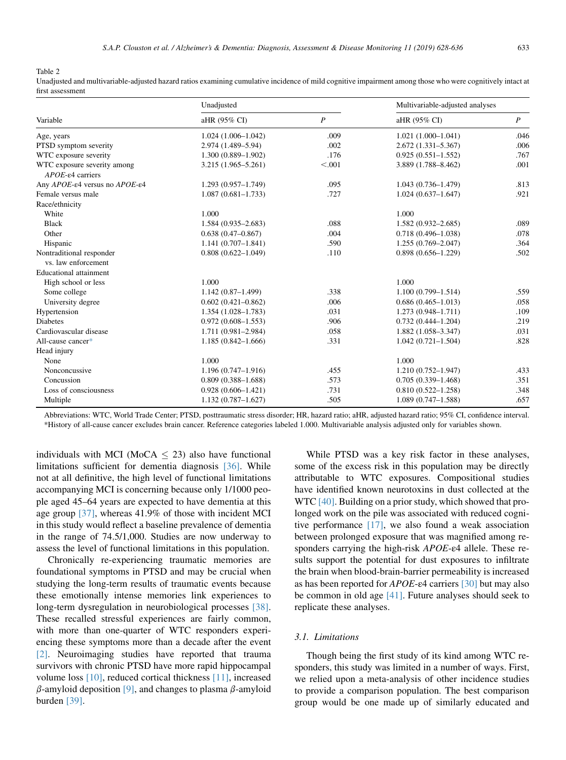Table 2
Unadjusted and multivariable-adjusted hazard ratios examining cumulative incidence of mild cognitive impairment among those who were cognitively intact at first assessment

| Variable | Unadjusted | | Multivariable-adjusted analyses | |
|---|---|---|---|---|
| | aHR (95% CI) | *P* | aHR (95% CI) | *P* |
| Age, years | 1.024 (1.006–1.042) | .009 | 1.021 (1.000–1.041) | .046 |
| PTSD symptom severity | 2.974 (1.489–5.94) | .002 | 2.672 (1.331–5.367) | .006 |
| WTC exposure severity | 1.300 (0.889–1.902) | .176 | 0.925 (0.551–1.552) | .767 |
| WTC exposure severity among *APOE*-ε4 carriers | 3.215 (1.965–5.261) | <.001 | 3.889 (1.788–8.462) | .001 |
| Any *APOE*-ε4 versus no *APOE*-ε4 | 1.293 (0.957–1.749) | .095 | 1.043 (0.736–1.479) | .813 |
| Female versus male | 1.087 (0.681–1.733) | .727 | 1.024 (0.637–1.647) | .921 |
| Race/ethnicity | | | | |
| White | 1.000 | | 1.000 | |
| Black | 1.584 (0.935–2.683) | .088 | 1.582 (0.932–2.685) | .089 |
| Other | 0.638 (0.47–0.867) | .004 | 0.718 (0.496–1.038) | .078 |
| Hispanic | 1.141 (0.707–1.841) | .590 | 1.255 (0.769–2.047) | .364 |
| Nontraditional responder vs. law enforcement | 0.808 (0.622–1.049) | .110 | 0.898 (0.656–1.229) | .502 |
| Educational attainment | | | | |
| High school or less | 1.000 | | 1.000 | |
| Some college | 1.142 (0.87–1.499) | .338 | 1.100 (0.799–1.514) | .559 |
| University degree | 0.602 (0.421–0.862) | .006 | 0.686 (0.465–1.013) | .058 |
| Hypertension | 1.354 (1.028–1.783) | .031 | 1.273 (0.948–1.711) | .109 |
| Diabetes | 0.972 (0.608–1.553) | .906 | 0.732 (0.444–1.204) | .219 |
| Cardiovascular disease | 1.711 (0.981–2.984) | .058 | 1.882 (1.058–3.347) | .031 |
| All-cause cancer* | 1.185 (0.842–1.666) | .331 | 1.042 (0.721–1.504) | .828 |
| Head injury | | | | |
| None | 1.000 | | 1.000 | |
| Nonconcussive | 1.196 (0.747–1.916) | .455 | 1.210 (0.752–1.947) | .433 |
| Concussion | 0.809 (0.388–1.688) | .573 | 0.705 (0.339–1.468) | .351 |
| Loss of consciousness | 0.928 (0.606–1.421) | .731 | 0.810 (0.522–1.258) | .348 |
| Multiple | 1.132 (0.787–1.627) | .505 | 1.089 (0.747–1.588) | .657 |

Abbreviations: WTC, World Trade Center; PTSD, posttraumatic stress disorder; HR, hazard ratio; aHR, adjusted hazard ratio; 95% CI, confidence interval.
*History of all-cause cancer excludes brain cancer. Reference categories labeled 1.000. Multivariable analysis adjusted only for variables shown.

individuals with MCI (MoCA $\leq$ 23) also have functional limitations sufficient for dementia diagnosis [36]. While not at all definitive, the high level of functional limitations accompanying MCI is concerning because only 1/1000 people aged 45–64 years are expected to have dementia at this age group [37], whereas 41.9% of those with incident MCI in this study would reflect a baseline prevalence of dementia in the range of 74.5/1,000. Studies are now underway to assess the level of functional limitations in this population.

Chronically re-experiencing traumatic memories are foundational symptoms in PTSD and may be crucial when studying the long-term results of traumatic events because these emotionally intense memories link experiences to long-term dysregulation in neurobiological processes [38]. These recalled stressful experiences are fairly common, with more than one-quarter of WTC responders experiencing these symptoms more than a decade after the event [2]. Neuroimaging studies have reported that trauma survivors with chronic PTSD have more rapid hippocampal volume loss [10], reduced cortical thickness [11], increased $\beta$-amyloid deposition [9], and changes to plasma $\beta$-amyloid burden [39].

While PTSD was a key risk factor in these analyses, some of the excess risk in this population may be directly attributable to WTC exposures. Compositional studies have identified known neurotoxins in dust collected at the WTC [40]. Building on a prior study, which showed that prolonged work on the pile was associated with reduced cognitive performance [17], we also found a weak association between prolonged exposure that was magnified among responders carrying the high-risk *APOE*-ε4 allele. These results support the potential for dust exposures to infiltrate the brain when blood-brain-barrier permeability is increased as has been reported for *APOE*-ε4 carriers [30] but may also be common in old age [41]. Future analyses should seek to replicate these analyses.

### 3.1. Limitations

Though being the first study of its kind among WTC responders, this study was limited in a number of ways. First, we relied upon a meta-analysis of other incidence studies to provide a comparison population. The best comparison group would be one made up of similarly educated and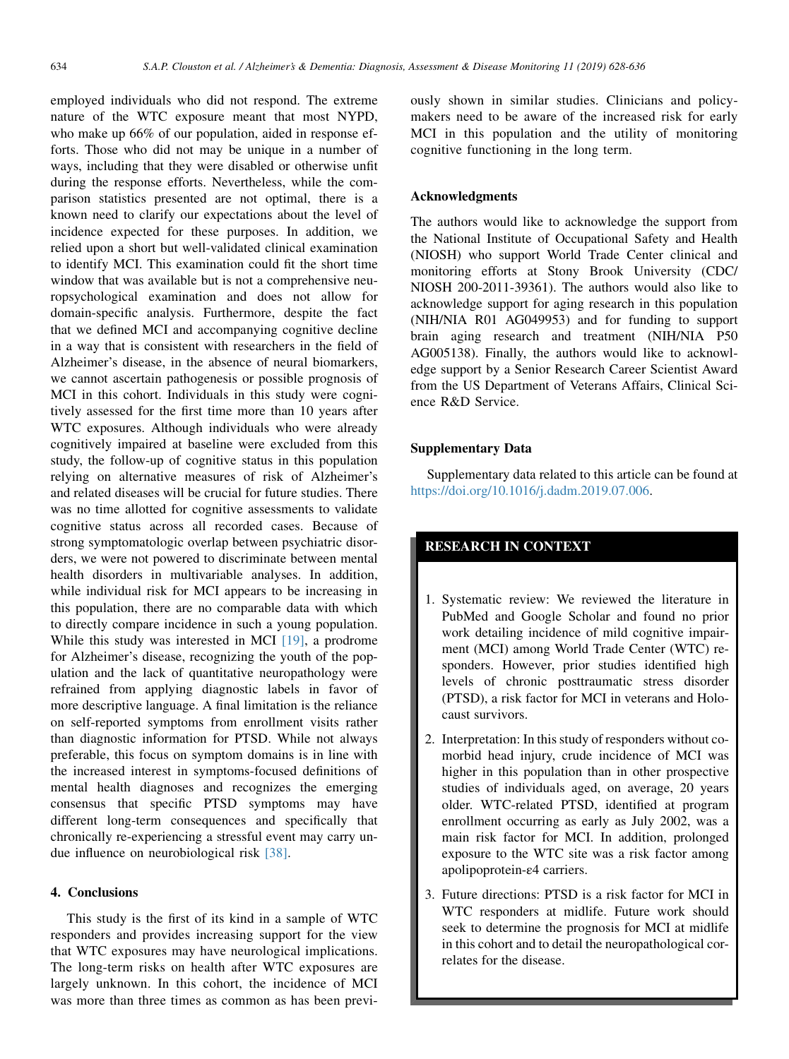employed individuals who did not respond. The extreme nature of the WTC exposure meant that most NYPD, who make up 66% of our population, aided in response efforts. Those who did not may be unique in a number of ways, including that they were disabled or otherwise unfit during the response efforts. Nevertheless, while the comparison statistics presented are not optimal, there is a known need to clarify our expectations about the level of incidence expected for these purposes. In addition, we relied upon a short but well-validated clinical examination to identify MCI. This examination could fit the short time window that was available but is not a comprehensive neuropsychological examination and does not allow for domain-specific analysis. Furthermore, despite the fact that we defined MCI and accompanying cognitive decline in a way that is consistent with researchers in the field of Alzheimer's disease, in the absence of neural biomarkers, we cannot ascertain pathogenesis or possible prognosis of MCI in this cohort. Individuals in this study were cognitively assessed for the first time more than 10 years after WTC exposures. Although individuals who were already cognitively impaired at baseline were excluded from this study, the follow-up of cognitive status in this population relying on alternative measures of risk of Alzheimer's and related diseases will be crucial for future studies. There was no time allotted for cognitive assessments to validate cognitive status across all recorded cases. Because of strong symptomatologic overlap between psychiatric disorders, we were not powered to discriminate between mental health disorders in multivariable analyses. In addition, while individual risk for MCI appears to be increasing in this population, there are no comparable data with which to directly compare incidence in such a young population. While this study was interested in MCI [19], a prodrome for Alzheimer's disease, recognizing the youth of the population and the lack of quantitative neuropathology were refrained from applying diagnostic labels in favor of more descriptive language. A final limitation is the reliance on self-reported symptoms from enrollment visits rather than diagnostic information for PTSD. While not always preferable, this focus on symptom domains is in line with the increased interest in symptoms-focused definitions of mental health diagnoses and recognizes the emerging consensus that specific PTSD symptoms may have different long-term consequences and specifically that chronically re-experiencing a stressful event may carry undue influence on neurobiological risk [38].

## 4. Conclusions

This study is the first of its kind in a sample of WTC responders and provides increasing support for the view that WTC exposures may have neurological implications. The long-term risks on health after WTC exposures are largely unknown. In this cohort, the incidence of MCI was more than three times as common as has been previously shown in similar studies. Clinicians and policymakers need to be aware of the increased risk for early MCI in this population and the utility of monitoring cognitive functioning in the long term.

## Acknowledgments

The authors would like to acknowledge the support from the National Institute of Occupational Safety and Health (NIOSH) who support World Trade Center clinical and monitoring efforts at Stony Brook University (CDC/NIOSH 200-2011-39361). The authors would also like to acknowledge support for aging research in this population (NIH/NIA R01 AG049953) and for funding to support brain aging research and treatment (NIH/NIA P50 AG005138). Finally, the authors would like to acknowledge support by a Senior Research Career Scientist Award from the US Department of Veterans Affairs, Clinical Science R&D Service.

## Supplementary Data

Supplementary data related to this article can be found at https://doi.org/10.1016/j.dadm.2019.07.006.

## RESEARCH IN CONTEXT

1. Systematic review: We reviewed the literature in PubMed and Google Scholar and found no prior work detailing incidence of mild cognitive impairment (MCI) among World Trade Center (WTC) responders. However, prior studies identified high levels of chronic posttraumatic stress disorder (PTSD), a risk factor for MCI in veterans and Holocaust survivors.
2. Interpretation: In this study of responders without comorbid head injury, crude incidence of MCI was higher in this population than in other prospective studies of individuals aged, on average, 20 years older. WTC-related PTSD, identified at program enrollment occurring as early as July 2002, was a main risk factor for MCI. In addition, prolonged exposure to the WTC site was a risk factor among apolipoprotein-ε4 carriers.
3. Future directions: PTSD is a risk factor for MCI in WTC responders at midlife. Future work should seek to determine the prognosis for MCI at midlife in this cohort and to detail the neuropathological correlates for the disease.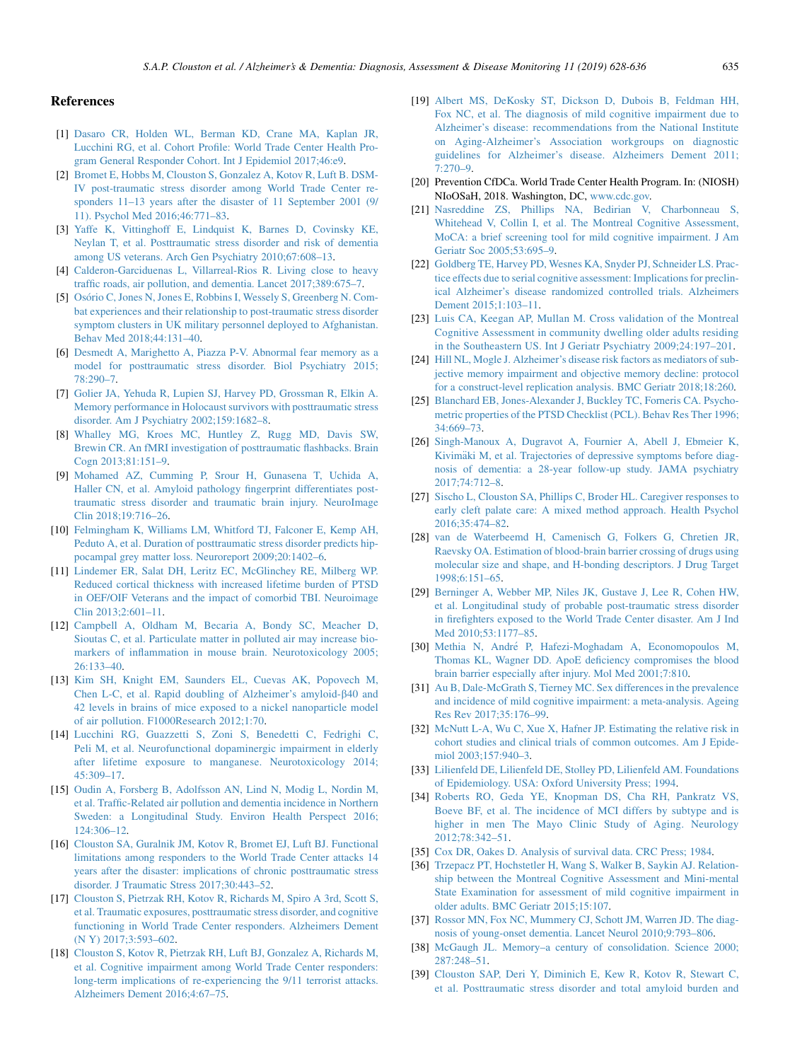## References

[1] Dasaro CR, Holden WL, Berman KD, Crane MA, Kaplan JR, Lucchini RG, et al. Cohort Profile: World Trade Center Health Program General Responder Cohort. Int J Epidemiol 2017;46:e9.

[2] Bromet E, Hobbs M, Clouston S, Gonzalez A, Kotov R, Luft B. DSM-IV post-traumatic stress disorder among World Trade Center responders 11–13 years after the disaster of 11 September 2001 (9/11). Psychol Med 2016;46:771–83.

[3] Yaffe K, Vittinghoff E, Lindquist K, Barnes D, Covinsky KE, Neylan T, et al. Posttraumatic stress disorder and risk of dementia among US veterans. Arch Gen Psychiatry 2010;67:608–13.

[4] Calderon-Garciduenas L, Villarreal-Rios R. Living close to heavy traffic roads, air pollution, and dementia. Lancet 2017;389:675–7.

[5] Osório C, Jones N, Jones E, Robbins I, Wessely S, Greenberg N. Combat experiences and their relationship to post-traumatic stress disorder symptom clusters in UK military personnel deployed to Afghanistan. Behav Med 2018;44:131–40.

[6] Desmedt A, Marighetto A, Piazza P-V. Abnormal fear memory as a model for posttraumatic stress disorder. Biol Psychiatry 2015;78:290–7.

[7] Golier JA, Yehuda R, Lupien SJ, Harvey PD, Grossman R, Elkin A. Memory performance in Holocaust survivors with posttraumatic stress disorder. Am J Psychiatry 2002;159:1682–8.

[8] Whalley MG, Kroes MC, Huntley Z, Rugg MD, Davis SW, Brewin CR. An fMRI investigation of posttraumatic flashbacks. Brain Cogn 2013;81:151–9.

[9] Mohamed AZ, Cumming P, Srour H, Gunasena T, Uchida A, Haller CN, et al. Amyloid pathology fingerprint differentiates post-traumatic stress disorder and traumatic brain injury. NeuroImage Clin 2018;19:716–26.

[10] Felmingham K, Williams LM, Whitford TJ, Falconer E, Kemp AH, Peduto A, et al. Duration of posttraumatic stress disorder predicts hippocampal grey matter loss. Neuroreport 2009;20:1402–6.

[11] Lindemer ER, Salat DH, Leritz EC, McGlinchey RE, Milberg WP. Reduced cortical thickness with increased lifetime burden of PTSD in OEF/OIF Veterans and the impact of comorbid TBI. Neuroimage Clin 2013;2:601–11.

[12] Campbell A, Oldham M, Becaria A, Bondy SC, Meacher D, Sioutas C, et al. Particulate matter in polluted air may increase biomarkers of inflammation in mouse brain. Neurotoxicology 2005;26:133–40.

[13] Kim SH, Knight EM, Saunders EL, Cuevas AK, Popovech M, Chen L-C, et al. Rapid doubling of Alzheimer's amyloid-β40 and 42 levels in brains of mice exposed to a nickel nanoparticle model of air pollution. F1000Research 2012;1:70.

[14] Lucchini RG, Guazzetti S, Zoni S, Benedetti C, Fedrighi C, Peli M, et al. Neurofunctional dopaminergic impairment in elderly after lifetime exposure to manganese. Neurotoxicology 2014;45:309–17.

[15] Oudin A, Forsberg B, Adolfsson AN, Lind N, Modig L, Nordin M, et al. Traffic-Related air pollution and dementia incidence in Northern Sweden: a Longitudinal Study. Environ Health Perspect 2016;124:306–12.

[16] Clouston SA, Guralnik JM, Kotov R, Bromet EJ, Luft BJ. Functional limitations among responders to the World Trade Center attacks 14 years after the disaster: implications of chronic posttraumatic stress disorder. J Traumatic Stress 2017;30:443–52.

[17] Clouston S, Pietrzak RH, Kotov R, Richards M, Spiro A 3rd, Scott S, et al. Traumatic exposures, posttraumatic stress disorder, and cognitive functioning in World Trade Center responders. Alzheimers Dement (N Y) 2017;3:593–602.

[18] Clouston S, Kotov R, Pietrzak RH, Luft BJ, Gonzalez A, Richards M, et al. Cognitive impairment among World Trade Center responders: long-term implications of re-experiencing the 9/11 terrorist attacks. Alzheimers Dement 2016;4:67–75.

[19] Albert MS, DeKosky ST, Dickson D, Dubois B, Feldman HH, Fox NC, et al. The diagnosis of mild cognitive impairment due to Alzheimer's disease: recommendations from the National Institute on Aging-Alzheimer's Association workgroups on diagnostic guidelines for Alzheimer's disease. Alzheimers Dement 2011;7:270–9.

[20] Prevention CfDCa. World Trade Center Health Program. In: (NIOSH) NIoOSaH, 2018. Washington, DC, www.cdc.gov.

[21] Nasreddine ZS, Phillips NA, Bedirian V, Charbonneau S, Whitehead V, Collin I, et al. The Montreal Cognitive Assessment, MoCA: a brief screening tool for mild cognitive impairment. J Am Geriatr Soc 2005;53:695–9.

[22] Goldberg TE, Harvey PD, Wesnes KA, Snyder PJ, Schneider LS. Practice effects due to serial cognitive assessment: Implications for preclinical Alzheimer's disease randomized controlled trials. Alzheimers Dement 2015;1:103–11.

[23] Luis CA, Keegan AP, Mullan M. Cross validation of the Montreal Cognitive Assessment in community dwelling older adults residing in the Southeastern US. Int J Geriatr Psychiatry 2009;24:197–201.

[24] Hill NL, Mogle J. Alzheimer's disease risk factors as mediators of subjective memory impairment and objective memory decline: protocol for a construct-level replication analysis. BMC Geriatr 2018;18:260.

[25] Blanchard EB, Jones-Alexander J, Buckley TC, Forneris CA. Psychometric properties of the PTSD Checklist (PCL). Behav Res Ther 1996;34:669–73.

[26] Singh-Manoux A, Dugravot A, Fournier A, Abell J, Ebmeier K, Kivimäki M, et al. Trajectories of depressive symptoms before diagnosis of dementia: a 28-year follow-up study. JAMA psychiatry 2017;74:712–8.

[27] Sischo L, Clouston SA, Phillips C, Broder HL. Caregiver responses to early cleft palate care: A mixed method approach. Health Psychol 2016;35:474–82.

[28] van de Waterbeemd H, Camenisch G, Folkers G, Chretien JR, Raevsky OA. Estimation of blood-brain barrier crossing of drugs using molecular size and shape, and H-bonding descriptors. J Drug Target 1998;6:151–65.

[29] Berninger A, Webber MP, Niles JK, Gustave J, Lee R, Cohen HW, et al. Longitudinal study of probable post-traumatic stress disorder in firefighters exposed to the World Trade Center disaster. Am J Ind Med 2010;53:1177–85.

[30] Methia N, André P, Hafezi-Moghadam A, Economopoulos M, Thomas KL, Wagner DD. ApoE deficiency compromises the blood brain barrier especially after injury. Mol Med 2001;7:810.

[31] Au B, Dale-McGrath S, Tierney MC. Sex differences in the prevalence and incidence of mild cognitive impairment: a meta-analysis. Ageing Res Rev 2017;35:176–99.

[32] McNutt L-A, Wu C, Xue X, Hafner JP. Estimating the relative risk in cohort studies and clinical trials of common outcomes. Am J Epidemiol 2003;157:940–3.

[33] Lilienfeld DE, Lilienfeld DE, Stolley PD, Lilienfeld AM. Foundations of Epidemiology. USA: Oxford University Press; 1994.

[34] Roberts RO, Geda YE, Knopman DS, Cha RH, Pankratz VS, Boeve BF, et al. The incidence of MCI differs by subtype and is higher in men The Mayo Clinic Study of Aging. Neurology 2012;78:342–51.

[35] Cox DR, Oakes D. Analysis of survival data. CRC Press; 1984.

[36] Trzepacz PT, Hochstetler H, Wang S, Walker B, Saykin AJ. Relationship between the Montreal Cognitive Assessment and Mini-mental State Examination for assessment of mild cognitive impairment in older adults. BMC Geriatr 2015;15:107.

[37] Rossor MN, Fox NC, Mummery CJ, Schott JM, Warren JD. The diagnosis of young-onset dementia. Lancet Neurol 2010;9:793–806.

[38] McGaugh JL. Memory–a century of consolidation. Science 2000;287:248–51.

[39] Clouston SAP, Deri Y, Diminich E, Kew R, Kotov R, Stewart C, et al. Posttraumatic stress disorder and total amyloid burden and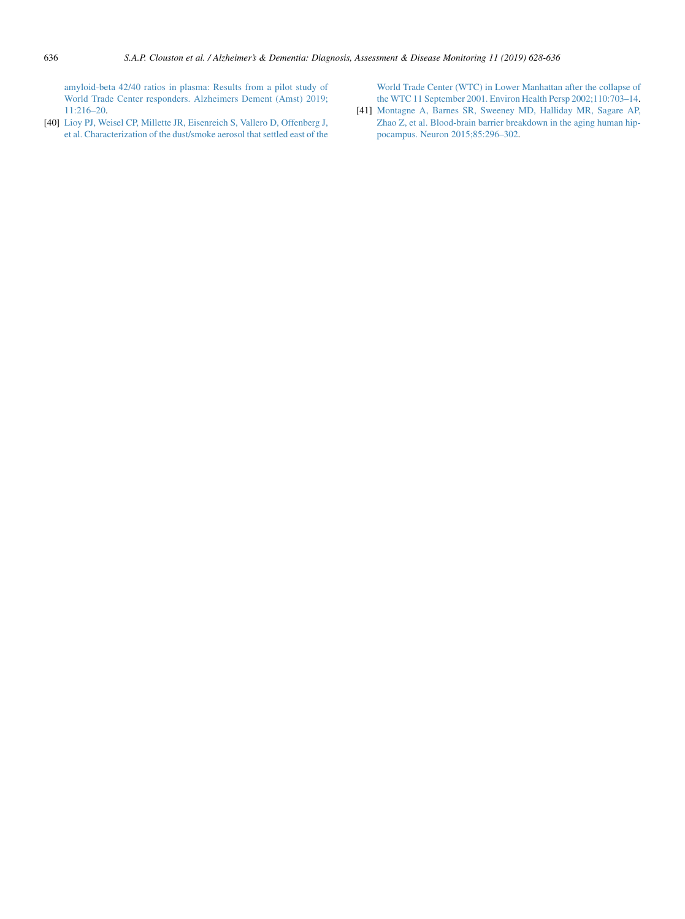amyloid-beta 42/40 ratios in plasma: Results from a pilot study of World Trade Center responders. Alzheimers Dement (Amst) 2019; 11:216–20.

[40] Lioy PJ, Weisel CP, Millette JR, Eisenreich S, Vallero D, Offenberg J, et al. Characterization of the dust/smoke aerosol that settled east of the World Trade Center (WTC) in Lower Manhattan after the collapse of the WTC 11 September 2001. Environ Health Persp 2002;110:703–14.

[41] Montagne A, Barnes SR, Sweeney MD, Halliday MR, Sagare AP, Zhao Z, et al. Blood-brain barrier breakdown in the aging human hippocampus. Neuron 2015;85:296–302.